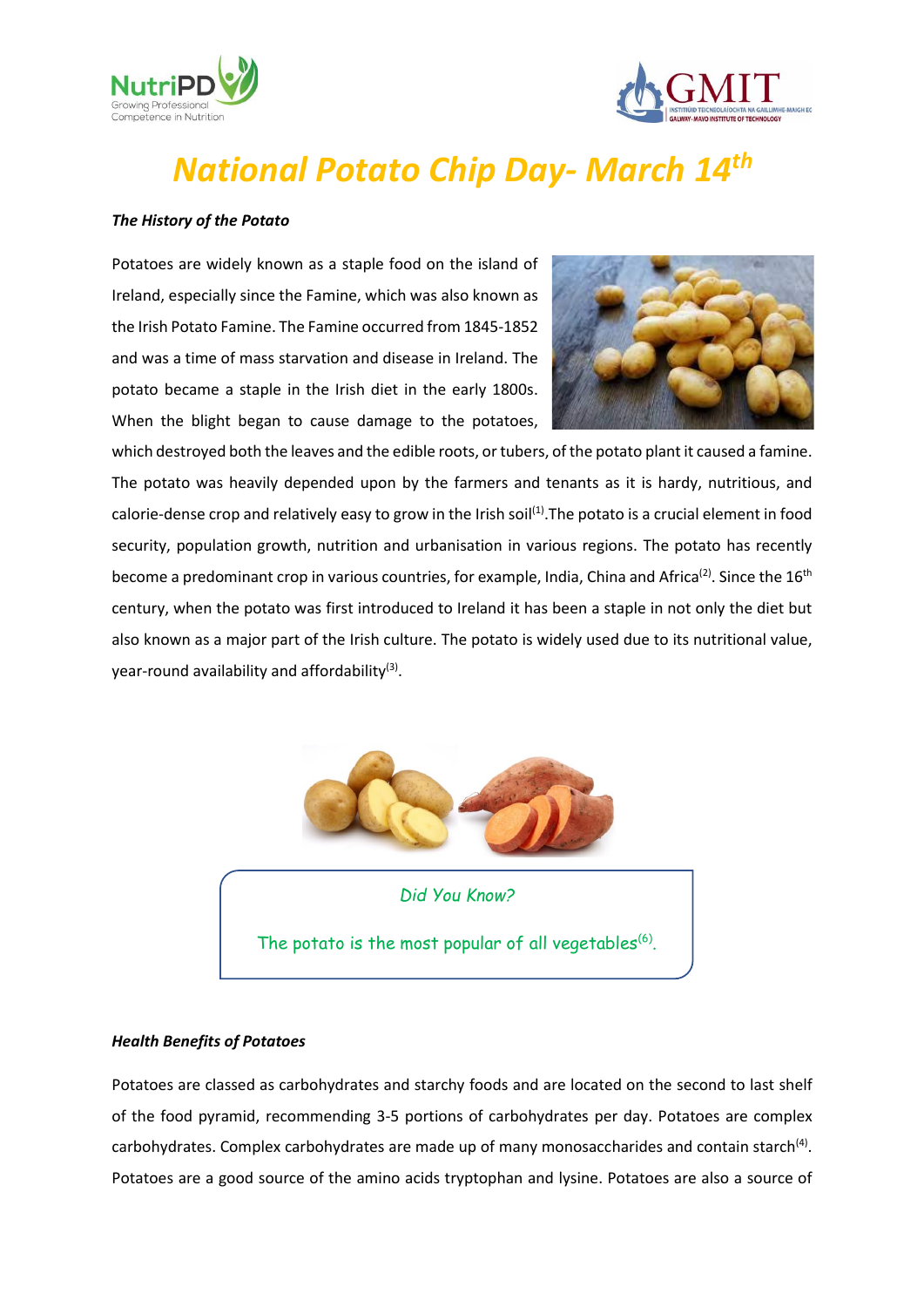# National Potato Chip Day- March 14th

***The History of the Potato***

Potatoes are widely known as a staple food on the island of Ireland, especially since the Famine, which was also known as the Irish Potato Famine. The Famine occurred from 1845-1852 and was a time of mass starvation and disease in Ireland. The potato became a staple in the Irish diet in the early 1800s. When the blight began to cause damage to the potatoes, which destroyed both the leaves and the edible roots, or tubers, of the potato plant it caused a famine. The potato was heavily depended upon by the farmers and tenants as it is hardy, nutritious, and calorie-dense crop and relatively easy to grow in the Irish soil[1].The potato is a crucial element in food security, population growth, nutrition and urbanisation in various regions. The potato has recently become a predominant crop in various countries, for example, India, China and Africa[2]. Since the 16th century, when the potato was first introduced to Ireland it has been a staple in not only the diet but also known as a major part of the Irish culture. The potato is widely used due to its nutritional value, year-round availability and affordability[3].

> *Did You Know?*
>
> The potato is the most popular of all vegetables[6].

***Health Benefits of Potatoes***

Potatoes are classed as carbohydrates and starchy foods and are located on the second to last shelf of the food pyramid, recommending 3-5 portions of carbohydrates per day. Potatoes are complex carbohydrates. Complex carbohydrates are made up of many monosaccharides and contain starch[4]. Potatoes are a good source of the amino acids tryptophan and lysine. Potatoes are also a source of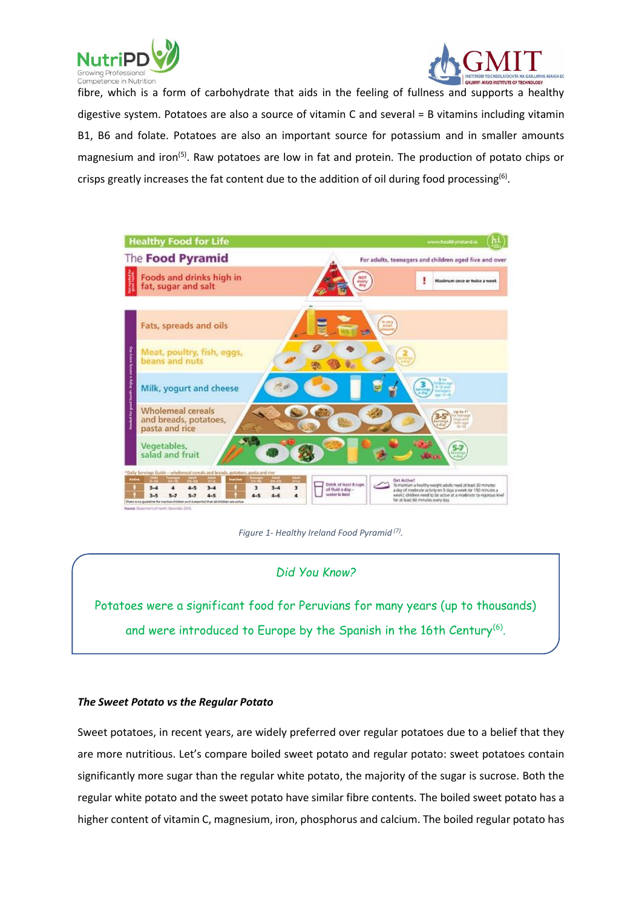fibre, which is a form of carbohydrate that aids in the feeling of fullness and supports a healthy digestive system. Potatoes are also a source of vitamin C and several = B vitamins including vitamin B1, B6 and folate. Potatoes are also an important source for potassium and in smaller amounts magnesium and iron[5]. Raw potatoes are low in fat and protein. The production of potato chips or crisps greatly increases the fat content due to the addition of oil during food processing[6].

*Figure 1- Healthy Ireland Food Pyramid [7].*

> *Did You Know?*
>
> Potatoes were a significant food for Peruvians for many years (up to thousands) and were introduced to Europe by the Spanish in the 16th Century[6].

***The Sweet Potato vs the Regular Potato***

Sweet potatoes, in recent years, are widely preferred over regular potatoes due to a belief that they are more nutritious. Let's compare boiled sweet potato and regular potato: sweet potatoes contain significantly more sugar than the regular white potato, the majority of the sugar is sucrose. Both the regular white potato and the sweet potato have similar fibre contents. The boiled sweet potato has a higher content of vitamin C, magnesium, iron, phosphorus and calcium. The boiled regular potato has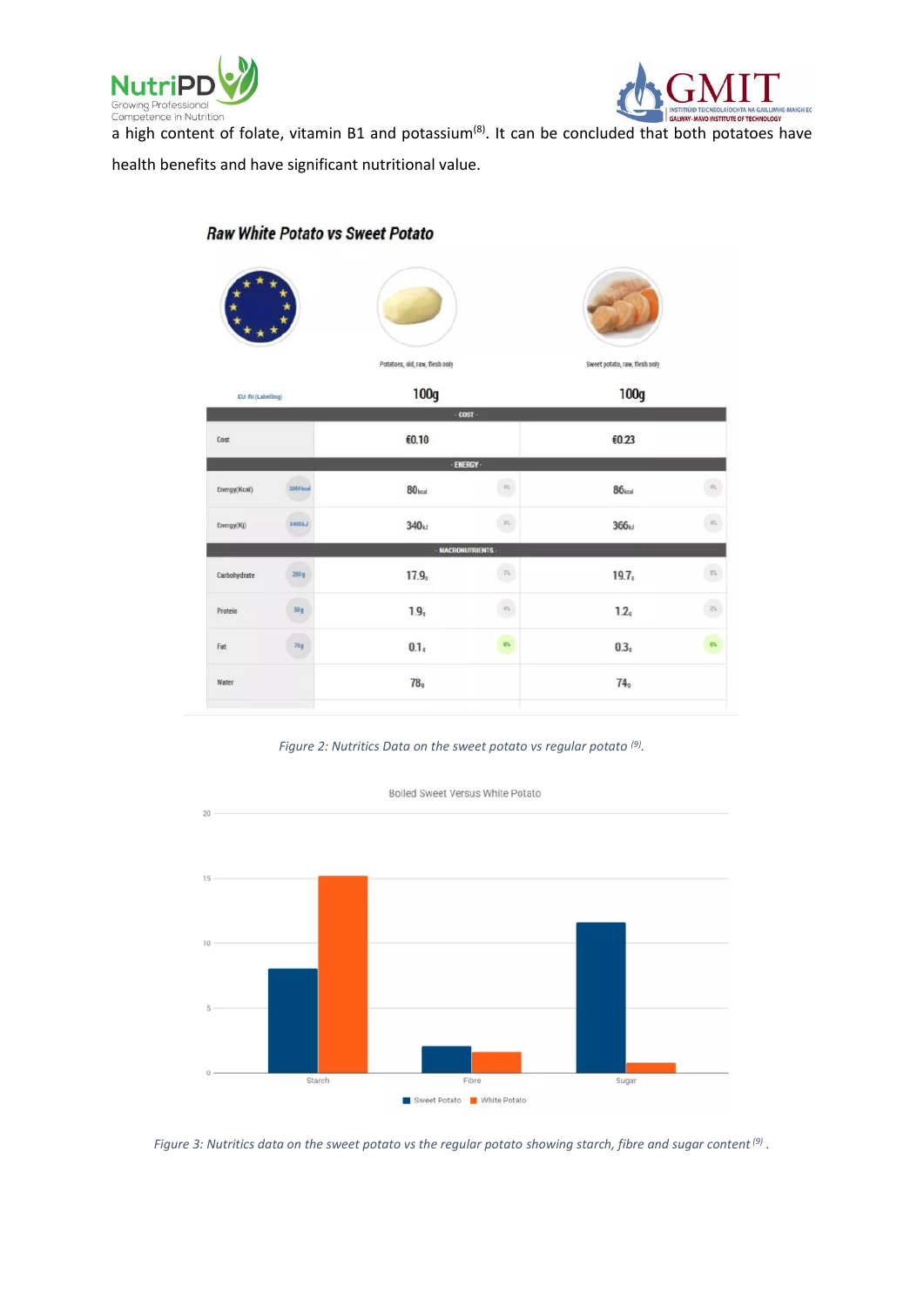a high content of folate, vitamin B1 and potassium[8]. It can be concluded that both potatoes have health benefits and have significant nutritional value.

**Raw White Potato vs Sweet Potato**

| EU: RI (Labelling) | | Potatoes, old, raw, flesh only 100g | | Sweet potato, raw, flesh only 100g | |
|---|---|---|---|---|---|
| **- COST -** | | | | | |
| Cost | | €0.10 | | €0.23 | |
| **- ENERGY -** | | | | | |
| Energy(Kcal) | 2000 kcal | 80 kcal | 4% | 86 kcal | 4% |
| Energy(Kj) | 8400 kJ | 340 kJ | 4% | 366 kJ | 4% |
| **- MACRONUTRIENTS -** | | | | | |
| Carbohydrate | 260 g | 17.9 g | 7% | 19.7 g | 8% |
| Protein | 50 g | 1.9 g | 4% | 1.2 g | 2% |
| Fat | 70 g | 0.1 g | 0% | 0.3 g | 0% |
| Water | | 78 g | | 74 g | |

*Figure 2: Nutritics Data on the sweet potato vs regular potato [9].*

**Boiled Sweet Versus White Potato**

| | Sweet Potato | White Potato |
|---|---|---|
| Starch | ~8 | ~15.2 |
| Fibre | ~2.1 | ~1.6 |
| Sugar | ~11.6 | ~0.8 |

*Figure 3: Nutritics data on the sweet potato vs the regular potato showing starch, fibre and sugar content [9].*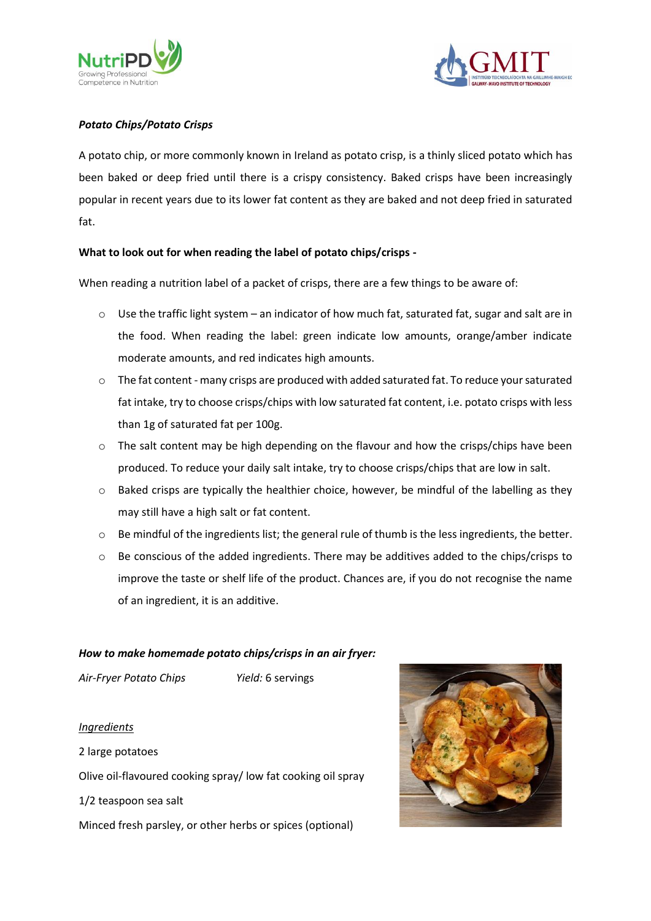***Potato Chips/Potato Crisps***

A potato chip, or more commonly known in Ireland as potato crisp, is a thinly sliced potato which has been baked or deep fried until there is a crispy consistency. Baked crisps have been increasingly popular in recent years due to its lower fat content as they are baked and not deep fried in saturated fat.

**What to look out for when reading the label of potato chips/crisps -**

When reading a nutrition label of a packet of crisps, there are a few things to be aware of:

- Use the traffic light system – an indicator of how much fat, saturated fat, sugar and salt are in the food. When reading the label: green indicate low amounts, orange/amber indicate moderate amounts, and red indicates high amounts.
- The fat content - many crisps are produced with added saturated fat. To reduce your saturated fat intake, try to choose crisps/chips with low saturated fat content, i.e. potato crisps with less than 1g of saturated fat per 100g.
- The salt content may be high depending on the flavour and how the crisps/chips have been produced. To reduce your daily salt intake, try to choose crisps/chips that are low in salt.
- Baked crisps are typically the healthier choice, however, be mindful of the labelling as they may still have a high salt or fat content.
- Be mindful of the ingredients list; the general rule of thumb is the less ingredients, the better.
- Be conscious of the added ingredients. There may be additives added to the chips/crisps to improve the taste or shelf life of the product. Chances are, if you do not recognise the name of an ingredient, it is an additive.

***How to make homemade potato chips/crisps in an air fryer:***

*Air-Fryer Potato Chips* *Yield:* 6 servings

*Ingredients*

2 large potatoes

Olive oil-flavoured cooking spray/ low fat cooking oil spray

1/2 teaspoon sea salt

Minced fresh parsley, or other herbs or spices (optional)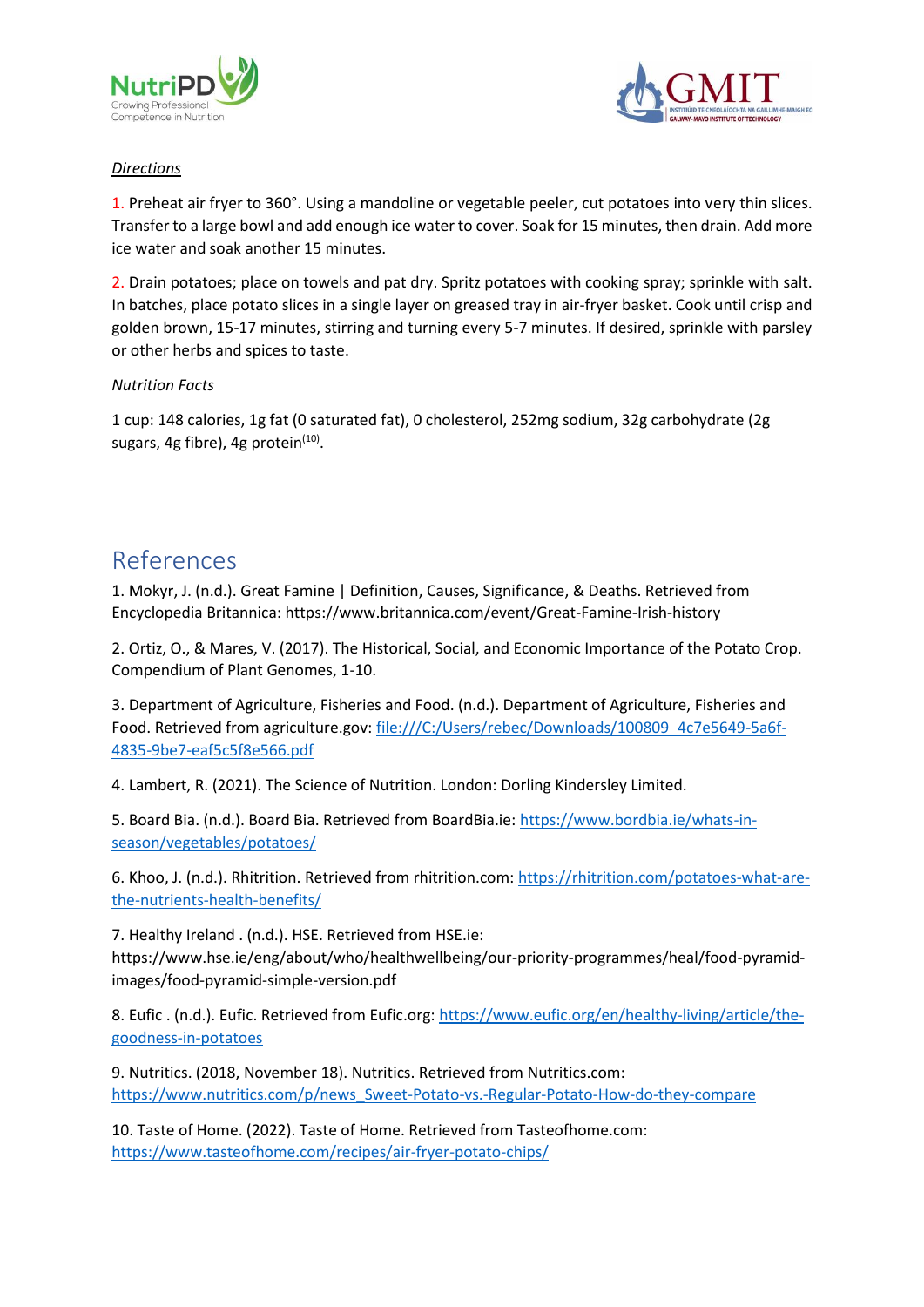*Directions*

1. Preheat air fryer to 360°. Using a mandoline or vegetable peeler, cut potatoes into very thin slices. Transfer to a large bowl and add enough ice water to cover. Soak for 15 minutes, then drain. Add more ice water and soak another 15 minutes.

2. Drain potatoes; place on towels and pat dry. Spritz potatoes with cooking spray; sprinkle with salt. In batches, place potato slices in a single layer on greased tray in air-fryer basket. Cook until crisp and golden brown, 15-17 minutes, stirring and turning every 5-7 minutes. If desired, sprinkle with parsley or other herbs and spices to taste.

*Nutrition Facts*

1 cup: 148 calories, 1g fat (0 saturated fat), 0 cholesterol, 252mg sodium, 32g carbohydrate (2g sugars, 4g fibre), 4g protein[10].

## References

1. Mokyr, J. (n.d.). Great Famine | Definition, Causes, Significance, & Deaths. Retrieved from Encyclopedia Britannica: https://www.britannica.com/event/Great-Famine-Irish-history

2. Ortiz, O., & Mares, V. (2017). The Historical, Social, and Economic Importance of the Potato Crop. Compendium of Plant Genomes, 1-10.

3. Department of Agriculture, Fisheries and Food. (n.d.). Department of Agriculture, Fisheries and Food. Retrieved from agriculture.gov: file:///C:/Users/rebec/Downloads/100809_4c7e5649-5a6f-4835-9be7-eaf5c5f8e566.pdf

4. Lambert, R. (2021). The Science of Nutrition. London: Dorling Kindersley Limited.

5. Board Bia. (n.d.). Board Bia. Retrieved from BoardBia.ie: https://www.bordbia.ie/whats-in-season/vegetables/potatoes/

6. Khoo, J. (n.d.). Rhitrition. Retrieved from rhitrition.com: https://rhitrition.com/potatoes-what-are-the-nutrients-health-benefits/

7. Healthy Ireland . (n.d.). HSE. Retrieved from HSE.ie: https://www.hse.ie/eng/about/who/healthwellbeing/our-priority-programmes/heal/food-pyramid-images/food-pyramid-simple-version.pdf

8. Eufic . (n.d.). Eufic. Retrieved from Eufic.org: https://www.eufic.org/en/healthy-living/article/the-goodness-in-potatoes

9. Nutritics. (2018, November 18). Nutritics. Retrieved from Nutritics.com: https://www.nutritics.com/p/news_Sweet-Potato-vs.-Regular-Potato-How-do-they-compare

10. Taste of Home. (2022). Taste of Home. Retrieved from Tasteofhome.com: https://www.tasteofhome.com/recipes/air-fryer-potato-chips/